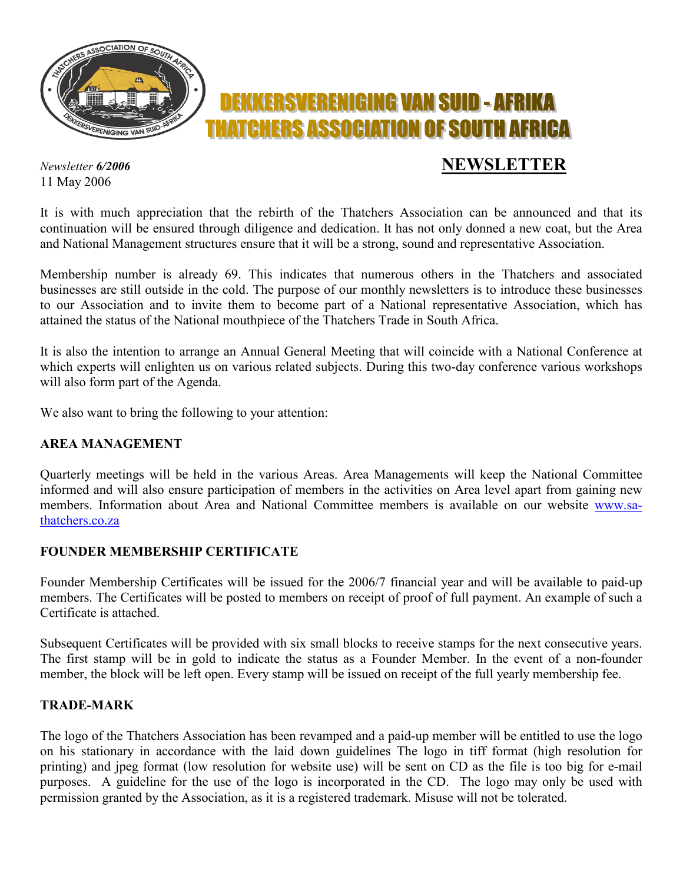# DEKKERSVERENIGING VAN SUID - AFRIKA
# THATCHERS ASSOCIATION OF SOUTH AFRICA

*Newsletter **6/2006***
11 May 2006

## NEWSLETTER

It is with much appreciation that the rebirth of the Thatchers Association can be announced and that its continuation will be ensured through diligence and dedication. It has not only donned a new coat, but the Area and National Management structures ensure that it will be a strong, sound and representative Association.

Membership number is already 69. This indicates that numerous others in the Thatchers and associated businesses are still outside in the cold. The purpose of our monthly newsletters is to introduce these businesses to our Association and to invite them to become part of a National representative Association, which has attained the status of the National mouthpiece of the Thatchers Trade in South Africa.

It is also the intention to arrange an Annual General Meeting that will coincide with a National Conference at which experts will enlighten us on various related subjects. During this two-day conference various workshops will also form part of the Agenda.

We also want to bring the following to your attention:

### AREA MANAGEMENT

Quarterly meetings will be held in the various Areas. Area Managements will keep the National Committee informed and will also ensure participation of members in the activities on Area level apart from gaining new members. Information about Area and National Committee members is available on our website www.sa-thatchers.co.za

### FOUNDER MEMBERSHIP CERTIFICATE

Founder Membership Certificates will be issued for the 2006/7 financial year and will be available to paid-up members. The Certificates will be posted to members on receipt of proof of full payment. An example of such a Certificate is attached.

Subsequent Certificates will be provided with six small blocks to receive stamps for the next consecutive years. The first stamp will be in gold to indicate the status as a Founder Member. In the event of a non-founder member, the block will be left open. Every stamp will be issued on receipt of the full yearly membership fee.

### TRADE-MARK

The logo of the Thatchers Association has been revamped and a paid-up member will be entitled to use the logo on his stationary in accordance with the laid down guidelines The logo in tiff format (high resolution for printing) and jpeg format (low resolution for website use) will be sent on CD as the file is too big for e-mail purposes. A guideline for the use of the logo is incorporated in the CD. The logo may only be used with permission granted by the Association, as it is a registered trademark. Misuse will not be tolerated.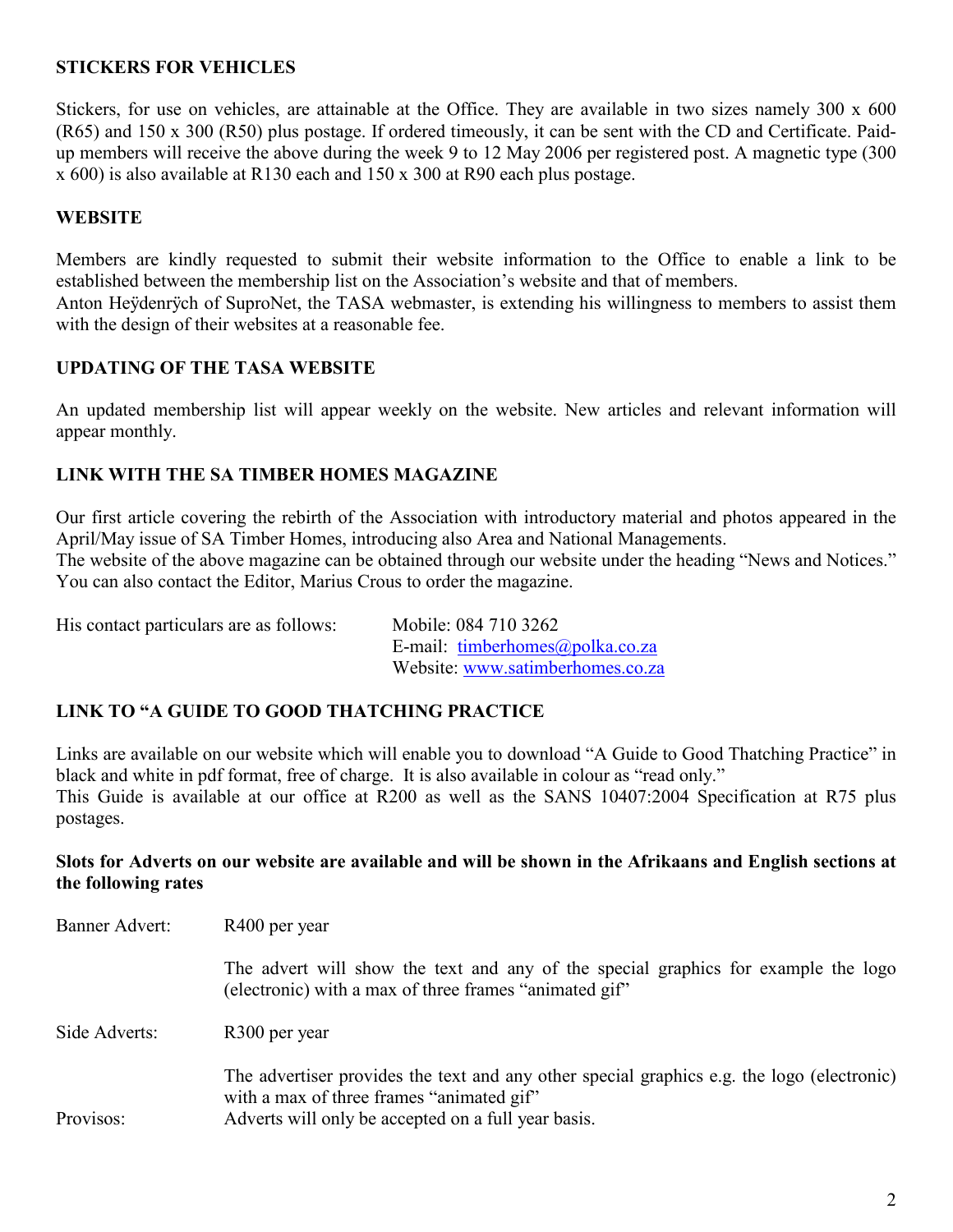### STICKERS FOR VEHICLES

Stickers, for use on vehicles, are attainable at the Office. They are available in two sizes namely 300 x 600 (R65) and 150 x 300 (R50) plus postage. If ordered timeously, it can be sent with the CD and Certificate. Paid-up members will receive the above during the week 9 to 12 May 2006 per registered post. A magnetic type (300 x 600) is also available at R130 each and 150 x 300 at R90 each plus postage.

### WEBSITE

Members are kindly requested to submit their website information to the Office to enable a link to be established between the membership list on the Association's website and that of members.
Anton Heÿdenrÿch of SuproNet, the TASA webmaster, is extending his willingness to members to assist them with the design of their websites at a reasonable fee.

### UPDATING OF THE TASA WEBSITE

An updated membership list will appear weekly on the website. New articles and relevant information will appear monthly.

### LINK WITH THE SA TIMBER HOMES MAGAZINE

Our first article covering the rebirth of the Association with introductory material and photos appeared in the April/May issue of SA Timber Homes, introducing also Area and National Managements.
The website of the above magazine can be obtained through our website under the heading "News and Notices." You can also contact the Editor, Marius Crous to order the magazine.

His contact particulars are as follows:

Mobile: 084 710 3262
E-mail: timberhomes@polka.co.za
Website: www.satimberhomes.co.za

### LINK TO "A GUIDE TO GOOD THATCHING PRACTICE

Links are available on our website which will enable you to download "A Guide to Good Thatching Practice" in black and white in pdf format, free of charge. It is also available in colour as "read only."
This Guide is available at our office at R200 as well as the SANS 10407:2004 Specification at R75 plus postages.

**Slots for Adverts on our website are available and will be shown in the Afrikaans and English sections at the following rates**

Banner Advert: R400 per year

The advert will show the text and any of the special graphics for example the logo (electronic) with a max of three frames "animated gif"

Side Adverts: R300 per year

The advertiser provides the text and any other special graphics e.g. the logo (electronic) with a max of three frames "animated gif"

Provisos: Adverts will only be accepted on a full year basis.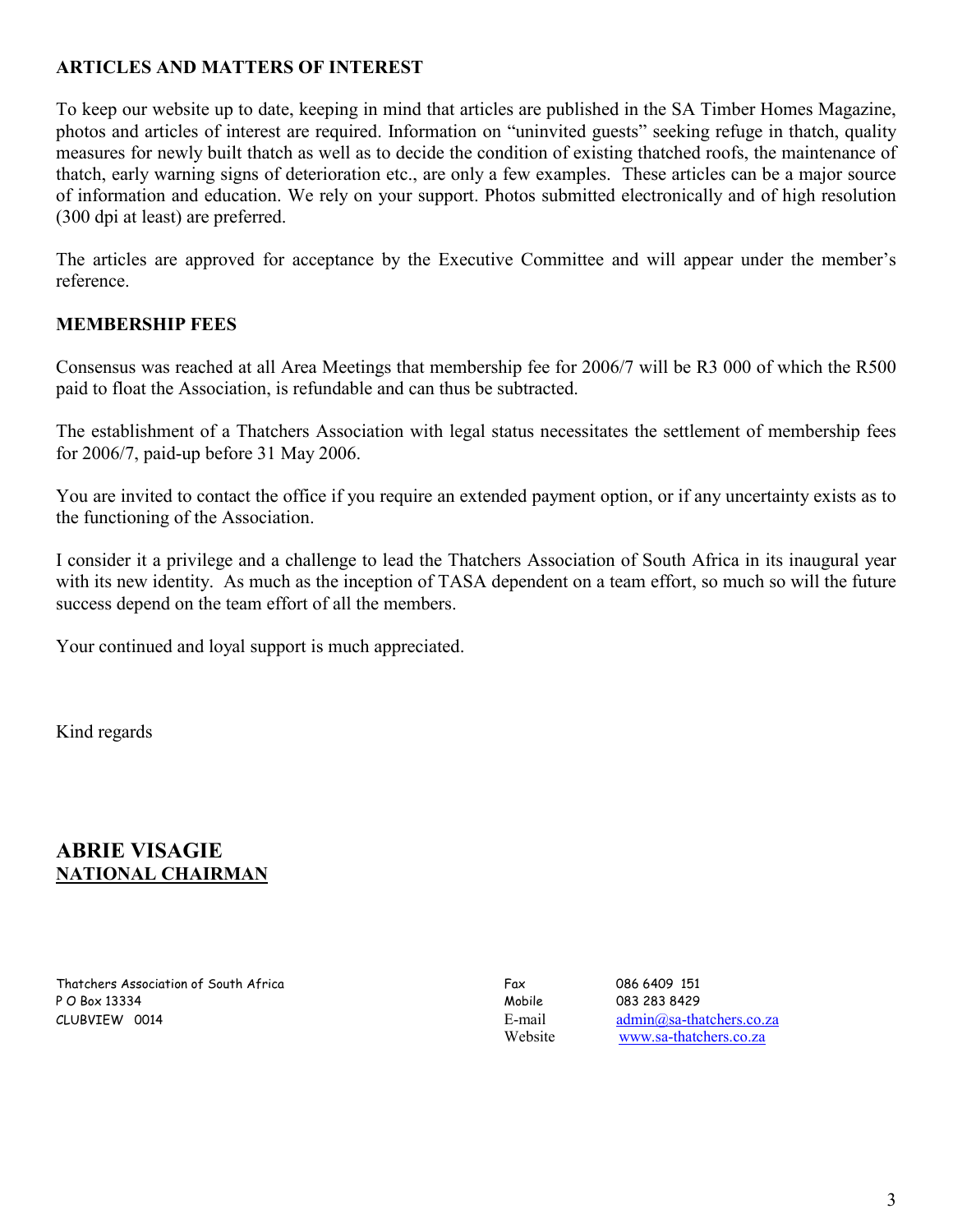## ARTICLES AND MATTERS OF INTEREST

To keep our website up to date, keeping in mind that articles are published in the SA Timber Homes Magazine, photos and articles of interest are required. Information on "uninvited guests" seeking refuge in thatch, quality measures for newly built thatch as well as to decide the condition of existing thatched roofs, the maintenance of thatch, early warning signs of deterioration etc., are only a few examples. These articles can be a major source of information and education. We rely on your support. Photos submitted electronically and of high resolution (300 dpi at least) are preferred.

The articles are approved for acceptance by the Executive Committee and will appear under the member's reference.

## MEMBERSHIP FEES

Consensus was reached at all Area Meetings that membership fee for 2006/7 will be R3 000 of which the R500 paid to float the Association, is refundable and can thus be subtracted.

The establishment of a Thatchers Association with legal status necessitates the settlement of membership fees for 2006/7, paid-up before 31 May 2006.

You are invited to contact the office if you require an extended payment option, or if any uncertainty exists as to the functioning of the Association.

I consider it a privilege and a challenge to lead the Thatchers Association of South Africa in its inaugural year with its new identity. As much as the inception of TASA dependent on a team effort, so much so will the future success depend on the team effort of all the members.

Your continued and loyal support is much appreciated.

Kind regards

**ABRIE VISAGIE**
**NATIONAL CHAIRMAN**

Thatchers Association of South Africa
P O Box 13334
CLUBVIEW 0014

Fax 086 6409 151
Mobile 083 283 8429
E-mail admin@sa-thatchers.co.za
Website www.sa-thatchers.co.za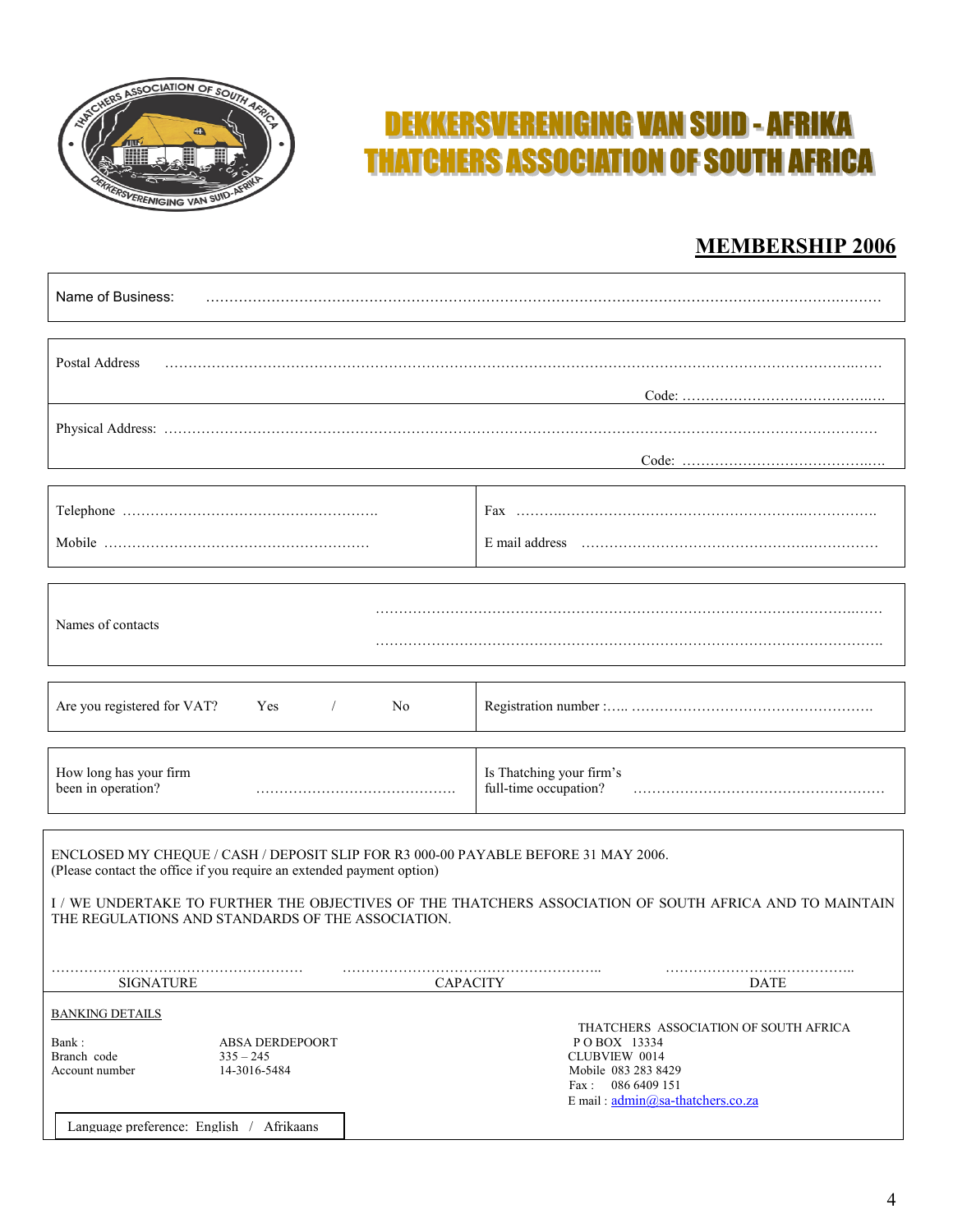# DEKKERSVERENIGING VAN SUID - AFRIKA
# THATCHERS ASSOCIATION OF SOUTH AFRICA

## MEMBERSHIP 2006

Name of Business: ……………………………………………………………………………………………………………………

Postal Address ……………………………………………………………………………………………………………………

Code: ………………………………………

Physical Address: ……………………………………………………………………………………………………………………

Code: ………………………………………

| | |
|---|---|
| Telephone ………………………………………………. | Fax ………………………………………………………………. |
| Mobile ……………………………………………………… | E mail address …………………………………………………… |

Names of contacts ………………………………………………………………………………………………

………………………………………………………………………………………………

| | |
|---|---|
| Are you registered for VAT? Yes / No | Registration number :….. ……………………………………………. |
| How long has your firm been in operation? …………………………………… | Is Thatching your firm's full-time occupation? ……………………………………………… |

ENCLOSED MY CHEQUE / CASH / DEPOSIT SLIP FOR R3 000-00 PAYABLE BEFORE 31 MAY 2006.
(Please contact the office if you require an extended payment option)

I / WE UNDERTAKE TO FURTHER THE OBJECTIVES OF THE THATCHERS ASSOCIATION OF SOUTH AFRICA AND TO MAINTAIN THE REGULATIONS AND STANDARDS OF THE ASSOCIATION.

……………………………………………… ……………………………………………….. …………………………………..
SIGNATURE CAPACITY DATE

BANKING DETAILS

| | |
|---|---|
| Bank : | ABSA DERDEPOORT |
| Branch code | 335 – 245 |
| Account number | 14-3016-5484 |

THATCHERS ASSOCIATION OF SOUTH AFRICA
P O BOX 13334
CLUBVIEW 0014
Mobile 083 283 8429
Fax : 086 6409 151
E mail : admin@sa-thatchers.co.za

Language preference: English / Afrikaans